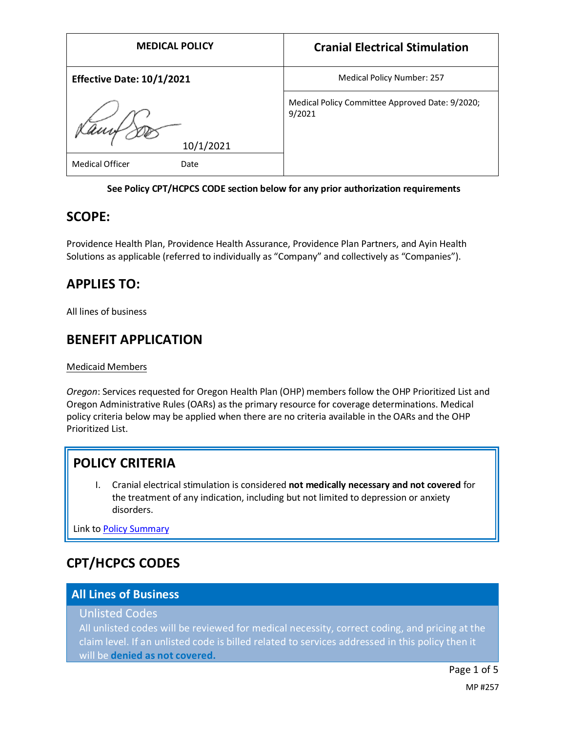| MEDICAL POLICY | Cranial Electrical Stimulation |
|---|---|
| **Effective Date: 10/1/2021** | Medical Policy Number: 257 |
| 10/1/2021 | Medical Policy Committee Approved Date: 9/2020; 9/2021 |
| Medical Officer Date | |

**See Policy CPT/HCPCS CODE section below for any prior authorization requirements**

## SCOPE:

Providence Health Plan, Providence Health Assurance, Providence Plan Partners, and Ayin Health Solutions as applicable (referred to individually as "Company" and collectively as "Companies").

## APPLIES TO:

All lines of business

## BENEFIT APPLICATION

Medicaid Members

*Oregon*: Services requested for Oregon Health Plan (OHP) members follow the OHP Prioritized List and Oregon Administrative Rules (OARs) as the primary resource for coverage determinations. Medical policy criteria below may be applied when there are no criteria available in the OARs and the OHP Prioritized List.

## POLICY CRITERIA

I. Cranial electrical stimulation is considered **not medically necessary and not covered** for the treatment of any indication, including but not limited to depression or anxiety disorders.

Link to Policy Summary

## CPT/HCPCS CODES

### All Lines of Business

**Unlisted Codes**

All unlisted codes will be reviewed for medical necessity, correct coding, and pricing at the claim level. If an unlisted code is billed related to services addressed in this policy then it will be **denied as not covered.**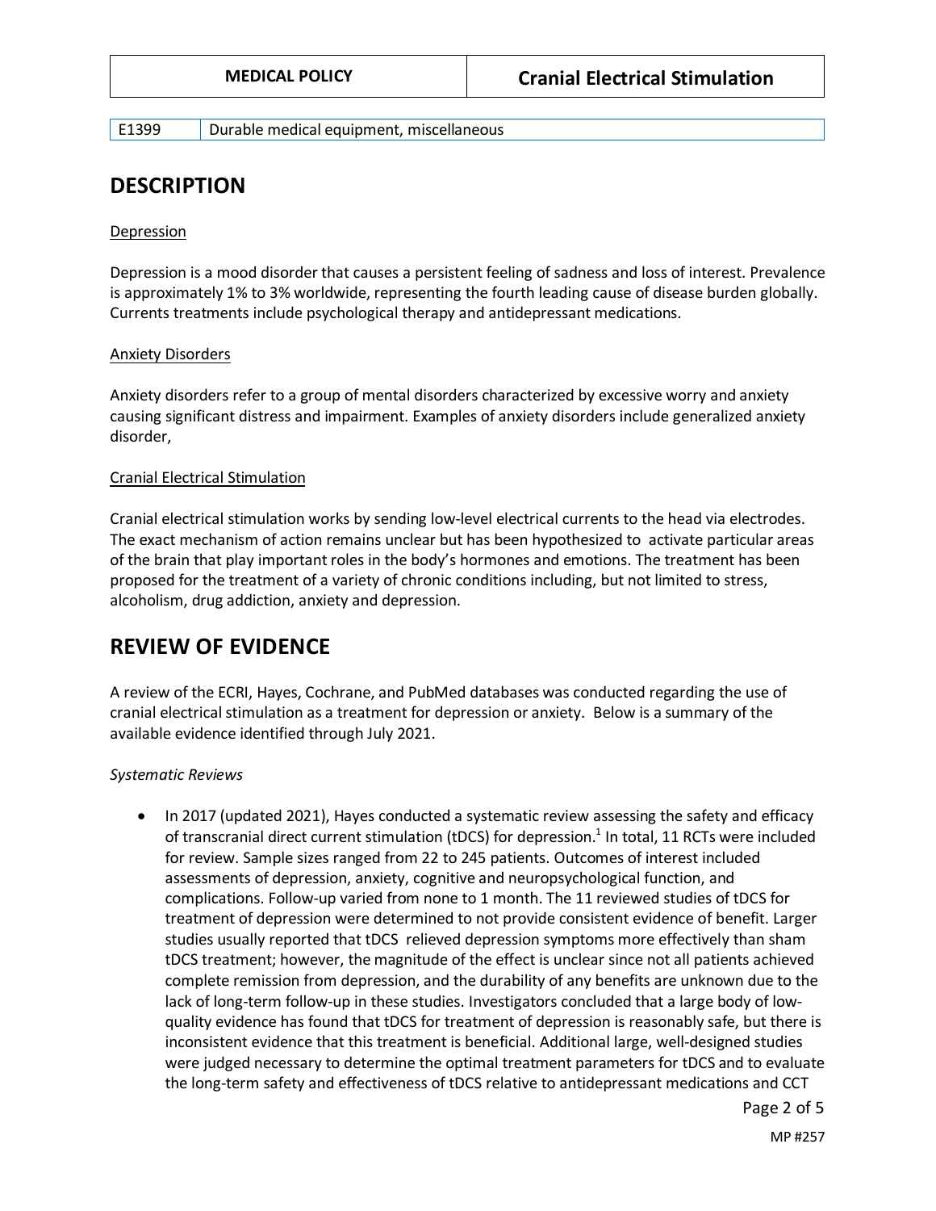| E1399 | Durable medical equipment, miscellaneous |
| --- | --- |

## DESCRIPTION

Depression

Depression is a mood disorder that causes a persistent feeling of sadness and loss of interest. Prevalence is approximately 1% to 3% worldwide, representing the fourth leading cause of disease burden globally. Currents treatments include psychological therapy and antidepressant medications.

Anxiety Disorders

Anxiety disorders refer to a group of mental disorders characterized by excessive worry and anxiety causing significant distress and impairment. Examples of anxiety disorders include generalized anxiety disorder,

Cranial Electrical Stimulation

Cranial electrical stimulation works by sending low-level electrical currents to the head via electrodes. The exact mechanism of action remains unclear but has been hypothesized to activate particular areas of the brain that play important roles in the body's hormones and emotions. The treatment has been proposed for the treatment of a variety of chronic conditions including, but not limited to stress, alcoholism, drug addiction, anxiety and depression.

## REVIEW OF EVIDENCE

A review of the ECRI, Hayes, Cochrane, and PubMed databases was conducted regarding the use of cranial electrical stimulation as a treatment for depression or anxiety. Below is a summary of the available evidence identified through July 2021.

*Systematic Reviews*

- In 2017 (updated 2021), Hayes conducted a systematic review assessing the safety and efficacy of transcranial direct current stimulation (tDCS) for depression.[1] In total, 11 RCTs were included for review. Sample sizes ranged from 22 to 245 patients. Outcomes of interest included assessments of depression, anxiety, cognitive and neuropsychological function, and complications. Follow-up varied from none to 1 month. The 11 reviewed studies of tDCS for treatment of depression were determined to not provide consistent evidence of benefit. Larger studies usually reported that tDCS relieved depression symptoms more effectively than sham tDCS treatment; however, the magnitude of the effect is unclear since not all patients achieved complete remission from depression, and the durability of any benefits are unknown due to the lack of long-term follow-up in these studies. Investigators concluded that a large body of low-quality evidence has found that tDCS for treatment of depression is reasonably safe, but there is inconsistent evidence that this treatment is beneficial. Additional large, well-designed studies were judged necessary to determine the optimal treatment parameters for tDCS and to evaluate the long-term safety and effectiveness of tDCS relative to antidepressant medications and CCT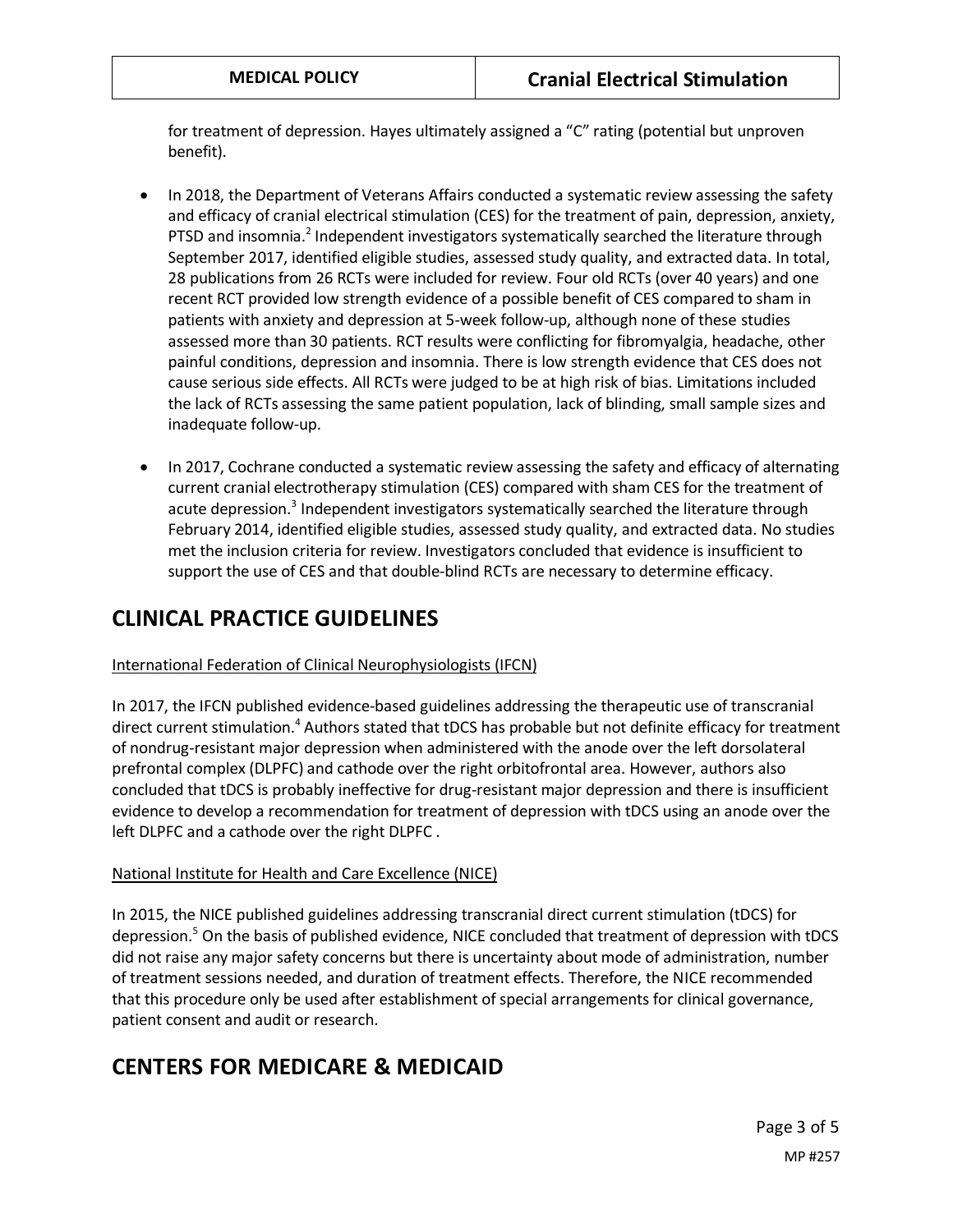for treatment of depression. Hayes ultimately assigned a "C" rating (potential but unproven benefit).

- In 2018, the Department of Veterans Affairs conducted a systematic review assessing the safety and efficacy of cranial electrical stimulation (CES) for the treatment of pain, depression, anxiety, PTSD and insomnia.[2] Independent investigators systematically searched the literature through September 2017, identified eligible studies, assessed study quality, and extracted data. In total, 28 publications from 26 RCTs were included for review. Four old RCTs (over 40 years) and one recent RCT provided low strength evidence of a possible benefit of CES compared to sham in patients with anxiety and depression at 5-week follow-up, although none of these studies assessed more than 30 patients. RCT results were conflicting for fibromyalgia, headache, other painful conditions, depression and insomnia. There is low strength evidence that CES does not cause serious side effects. All RCTs were judged to be at high risk of bias. Limitations included the lack of RCTs assessing the same patient population, lack of blinding, small sample sizes and inadequate follow-up.

- In 2017, Cochrane conducted a systematic review assessing the safety and efficacy of alternating current cranial electrotherapy stimulation (CES) compared with sham CES for the treatment of acute depression.[3] Independent investigators systematically searched the literature through February 2014, identified eligible studies, assessed study quality, and extracted data. No studies met the inclusion criteria for review. Investigators concluded that evidence is insufficient to support the use of CES and that double-blind RCTs are necessary to determine efficacy.

## CLINICAL PRACTICE GUIDELINES

International Federation of Clinical Neurophysiologists (IFCN)

In 2017, the IFCN published evidence-based guidelines addressing the therapeutic use of transcranial direct current stimulation.[4] Authors stated that tDCS has probable but not definite efficacy for treatment of nondrug-resistant major depression when administered with the anode over the left dorsolateral prefrontal complex (DLPFC) and cathode over the right orbitofrontal area. However, authors also concluded that tDCS is probably ineffective for drug-resistant major depression and there is insufficient evidence to develop a recommendation for treatment of depression with tDCS using an anode over the left DLPFC and a cathode over the right DLPFC .

National Institute for Health and Care Excellence (NICE)

In 2015, the NICE published guidelines addressing transcranial direct current stimulation (tDCS) for depression.[5] On the basis of published evidence, NICE concluded that treatment of depression with tDCS did not raise any major safety concerns but there is uncertainty about mode of administration, number of treatment sessions needed, and duration of treatment effects. Therefore, the NICE recommended that this procedure only be used after establishment of special arrangements for clinical governance, patient consent and audit or research.

## CENTERS FOR MEDICARE & MEDICAID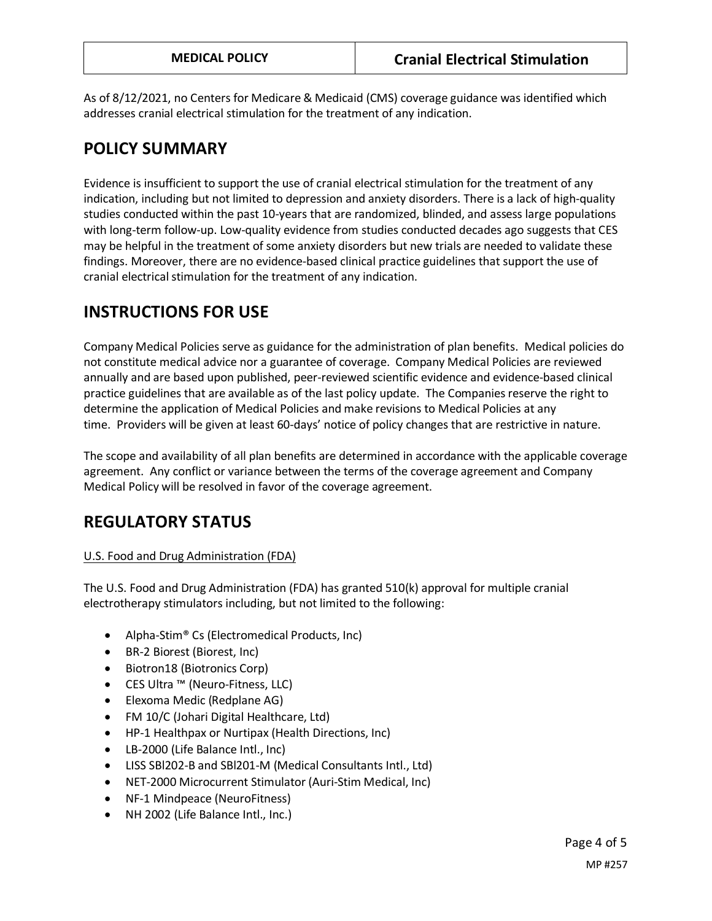As of 8/12/2021, no Centers for Medicare & Medicaid (CMS) coverage guidance was identified which addresses cranial electrical stimulation for the treatment of any indication.

## POLICY SUMMARY

Evidence is insufficient to support the use of cranial electrical stimulation for the treatment of any indication, including but not limited to depression and anxiety disorders. There is a lack of high-quality studies conducted within the past 10-years that are randomized, blinded, and assess large populations with long-term follow-up. Low-quality evidence from studies conducted decades ago suggests that CES may be helpful in the treatment of some anxiety disorders but new trials are needed to validate these findings. Moreover, there are no evidence-based clinical practice guidelines that support the use of cranial electrical stimulation for the treatment of any indication.

## INSTRUCTIONS FOR USE

Company Medical Policies serve as guidance for the administration of plan benefits. Medical policies do not constitute medical advice nor a guarantee of coverage. Company Medical Policies are reviewed annually and are based upon published, peer-reviewed scientific evidence and evidence-based clinical practice guidelines that are available as of the last policy update. The Companies reserve the right to determine the application of Medical Policies and make revisions to Medical Policies at any time. Providers will be given at least 60-days' notice of policy changes that are restrictive in nature.

The scope and availability of all plan benefits are determined in accordance with the applicable coverage agreement. Any conflict or variance between the terms of the coverage agreement and Company Medical Policy will be resolved in favor of the coverage agreement.

## REGULATORY STATUS

U.S. Food and Drug Administration (FDA)

The U.S. Food and Drug Administration (FDA) has granted 510(k) approval for multiple cranial electrotherapy stimulators including, but not limited to the following:

- Alpha-Stim® Cs (Electromedical Products, Inc)
- BR-2 Biorest (Biorest, Inc)
- Biotron18 (Biotronics Corp)
- CES Ultra ™ (Neuro-Fitness, LLC)
- Elexoma Medic (Redplane AG)
- FM 10/C (Johari Digital Healthcare, Ltd)
- HP-1 Healthpax or Nurtipax (Health Directions, Inc)
- LB-2000 (Life Balance Intl., Inc)
- LISS SBl202-B and SBl201-M (Medical Consultants Intl., Ltd)
- NET-2000 Microcurrent Stimulator (Auri-Stim Medical, Inc)
- NF-1 Mindpeace (NeuroFitness)
- NH 2002 (Life Balance Intl., Inc.)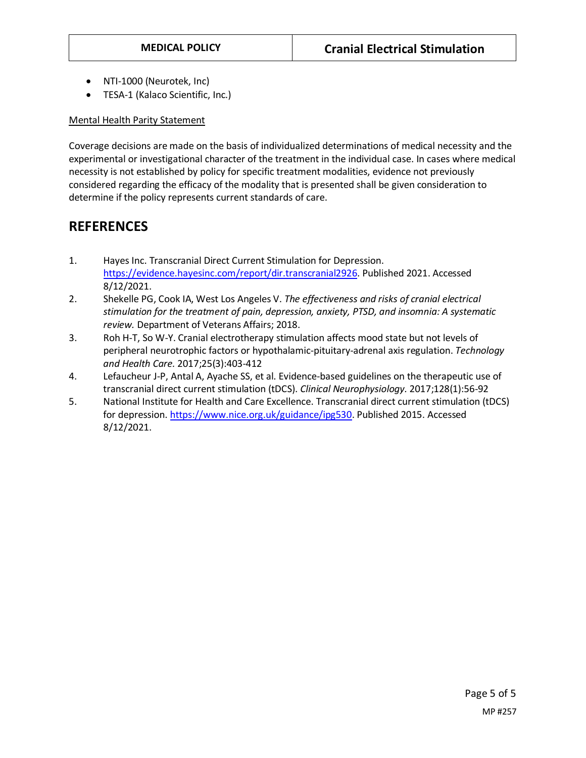- NTI-1000 (Neurotek, Inc)
- TESA-1 (Kalaco Scientific, Inc.)

Mental Health Parity Statement

Coverage decisions are made on the basis of individualized determinations of medical necessity and the experimental or investigational character of the treatment in the individual case. In cases where medical necessity is not established by policy for specific treatment modalities, evidence not previously considered regarding the efficacy of the modality that is presented shall be given consideration to determine if the policy represents current standards of care.

## REFERENCES

1. Hayes Inc. Transcranial Direct Current Stimulation for Depression. https://evidence.hayesinc.com/report/dir.transcranial2926. Published 2021. Accessed 8/12/2021.
2. Shekelle PG, Cook IA, West Los Angeles V. *The effectiveness and risks of cranial electrical stimulation for the treatment of pain, depression, anxiety, PTSD, and insomnia: A systematic review.* Department of Veterans Affairs; 2018.
3. Roh H-T, So W-Y. Cranial electrotherapy stimulation affects mood state but not levels of peripheral neurotrophic factors or hypothalamic-pituitary-adrenal axis regulation. *Technology and Health Care.* 2017;25(3):403-412
4. Lefaucheur J-P, Antal A, Ayache SS, et al. Evidence-based guidelines on the therapeutic use of transcranial direct current stimulation (tDCS). *Clinical Neurophysiology.* 2017;128(1):56-92
5. National Institute for Health and Care Excellence. Transcranial direct current stimulation (tDCS) for depression. https://www.nice.org.uk/guidance/ipg530. Published 2015. Accessed 8/12/2021.